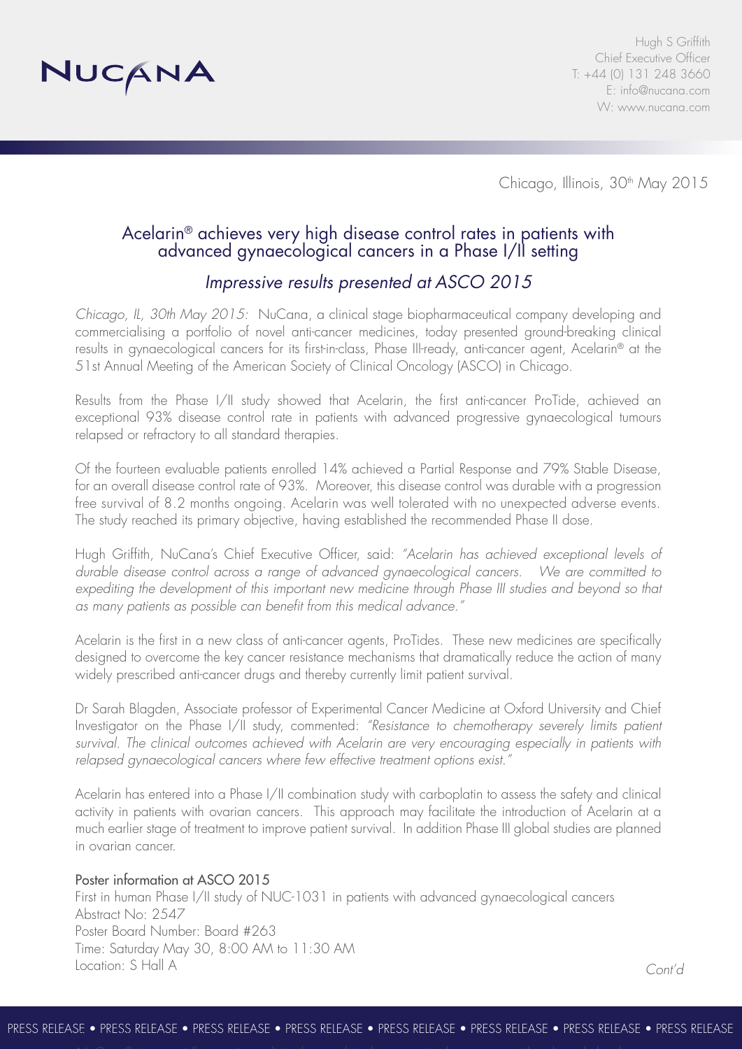NUCANA

Hugh S Griffith
Chief Executive Officer
T: +44 (0) 131 248 3660
E: info@nucana.com
W: www.nucana.com

Chicago, Illinois, 30th May 2015

# Acelarin® achieves very high disease control rates in patients with advanced gynaecological cancers in a Phase I/II setting

## *Impressive results presented at ASCO 2015*

*Chicago, IL, 30th May 2015:* NuCana, a clinical stage biopharmaceutical company developing and commercialising a portfolio of novel anti-cancer medicines, today presented ground-breaking clinical results in gynaecological cancers for its first-in-class, Phase III-ready, anti-cancer agent, Acelarin® at the 51st Annual Meeting of the American Society of Clinical Oncology (ASCO) in Chicago.

Results from the Phase I/II study showed that Acelarin, the first anti-cancer ProTide, achieved an exceptional 93% disease control rate in patients with advanced progressive gynaecological tumours relapsed or refractory to all standard therapies.

Of the fourteen evaluable patients enrolled 14% achieved a Partial Response and 79% Stable Disease, for an overall disease control rate of 93%. Moreover, this disease control was durable with a progression free survival of 8.2 months ongoing. Acelarin was well tolerated with no unexpected adverse events. The study reached its primary objective, having established the recommended Phase II dose.

Hugh Griffith, NuCana's Chief Executive Officer, said: *"Acelarin has achieved exceptional levels of durable disease control across a range of advanced gynaecological cancers. We are committed to expediting the development of this important new medicine through Phase III studies and beyond so that as many patients as possible can benefit from this medical advance."*

Acelarin is the first in a new class of anti-cancer agents, ProTides. These new medicines are specifically designed to overcome the key cancer resistance mechanisms that dramatically reduce the action of many widely prescribed anti-cancer drugs and thereby currently limit patient survival.

Dr Sarah Blagden, Associate professor of Experimental Cancer Medicine at Oxford University and Chief Investigator on the Phase I/II study, commented: *"Resistance to chemotherapy severely limits patient survival. The clinical outcomes achieved with Acelarin are very encouraging especially in patients with relapsed gynaecological cancers where few effective treatment options exist."*

Acelarin has entered into a Phase I/II combination study with carboplatin to assess the safety and clinical activity in patients with ovarian cancers. This approach may facilitate the introduction of Acelarin at a much earlier stage of treatment to improve patient survival. In addition Phase III global studies are planned in ovarian cancer.

### Poster information at ASCO 2015

First in human Phase I/II study of NUC-1031 in patients with advanced gynaecological cancers
Abstract No: 2547
Poster Board Number: Board #263
Time: Saturday May 30, 8:00 AM to 11:30 AM
Location: S Hall A

*Cont'd*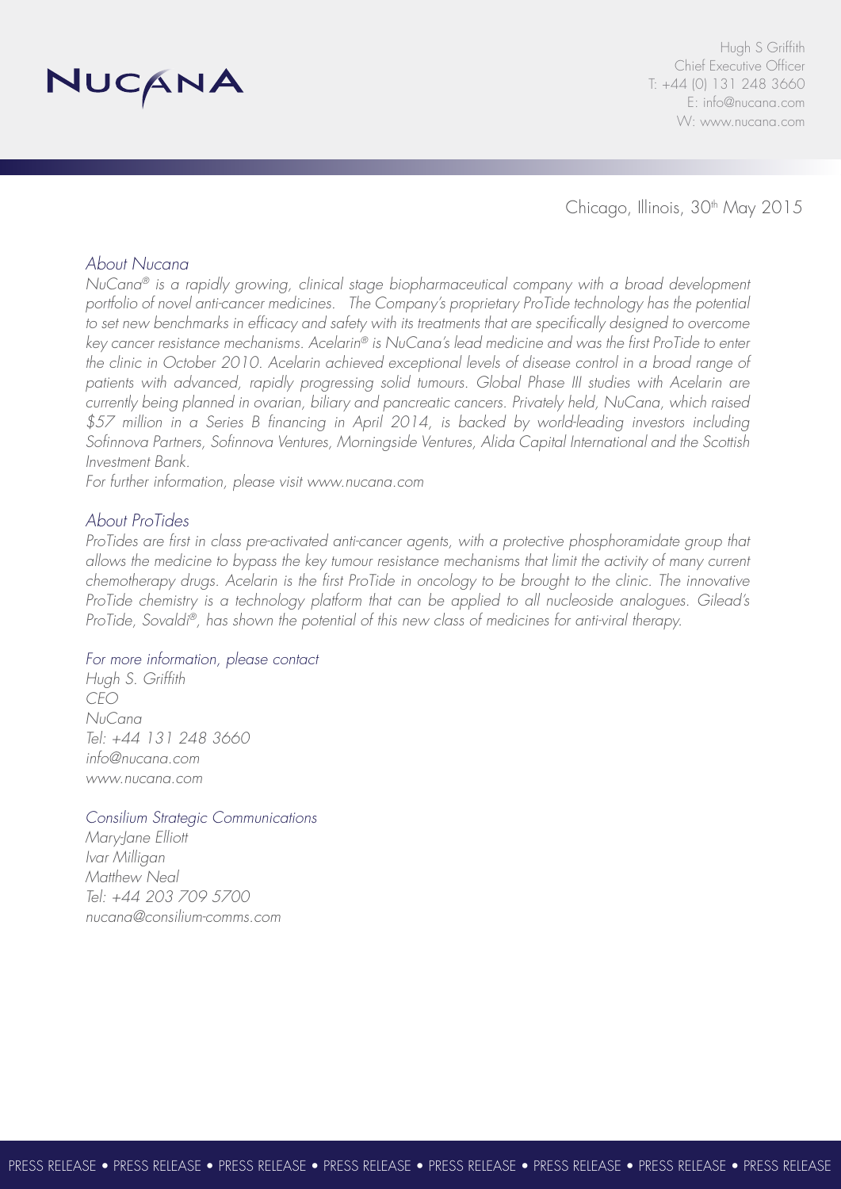Chicago, Illinois, 30th May 2015

*About Nucana*

*NuCana® is a rapidly growing, clinical stage biopharmaceutical company with a broad development portfolio of novel anti-cancer medicines. The Company's proprietary ProTide technology has the potential to set new benchmarks in efficacy and safety with its treatments that are specifically designed to overcome key cancer resistance mechanisms. Acelarin® is NuCana's lead medicine and was the first ProTide to enter the clinic in October 2010. Acelarin achieved exceptional levels of disease control in a broad range of patients with advanced, rapidly progressing solid tumours. Global Phase III studies with Acelarin are currently being planned in ovarian, biliary and pancreatic cancers. Privately held, NuCana, which raised $57 million in a Series B financing in April 2014, is backed by world-leading investors including Sofinnova Partners, Sofinnova Ventures, Morningside Ventures, Alida Capital International and the Scottish Investment Bank.*

*For further information, please visit www.nucana.com*

*About ProTides*

*ProTides are first in class pre-activated anti-cancer agents, with a protective phosphoramidate group that allows the medicine to bypass the key tumour resistance mechanisms that limit the activity of many current chemotherapy drugs. Acelarin is the first ProTide in oncology to be brought to the clinic. The innovative ProTide chemistry is a technology platform that can be applied to all nucleoside analogues. Gilead's ProTide, Sovaldi®, has shown the potential of this new class of medicines for anti-viral therapy.*

*For more information, please contact*

*Hugh S. Griffith*
*CEO*
*NuCana*
*Tel: +44 131 248 3660*
*info@nucana.com*
*www.nucana.com*

*Consilium Strategic Communications*

*Mary-Jane Elliott*
*Ivar Milligan*
*Matthew Neal*
*Tel: +44 203 709 5700*
*nucana@consilium-comms.com*